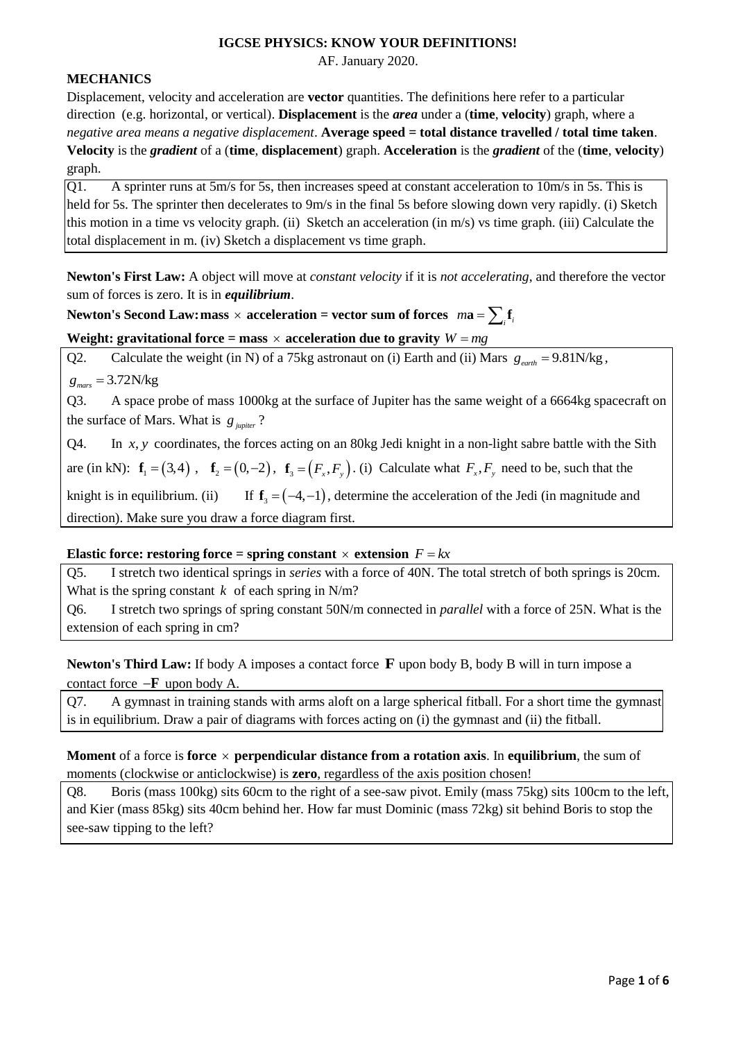**IGCSE PHYSICS: KNOW YOUR DEFINITIONS!**

AF. January 2020.

## MECHANICS

Displacement, velocity and acceleration are **vector** quantities. The definitions here refer to a particular direction (e.g. horizontal, or vertical). **Displacement** is the ***area*** under a (**time**, **velocity**) graph, where a *negative area means a negative displacement*. **Average speed = total distance travelled / total time taken**. **Velocity** is the ***gradient*** of a (**time**, **displacement**) graph. **Acceleration** is the ***gradient*** of the (**time**, **velocity**) graph.

Q1. A sprinter runs at 5m/s for 5s, then increases speed at constant acceleration to 10m/s in 5s. This is held for 5s. The sprinter then decelerates to 9m/s in the final 5s before slowing down very rapidly. (i) Sketch this motion in a time vs velocity graph. (ii) Sketch an acceleration (in m/s) vs time graph. (iii) Calculate the total displacement in m. (iv) Sketch a displacement vs time graph.

**Newton's First Law:** A object will move at *constant velocity* if it is *not accelerating*, and therefore the vector sum of forces is zero. It is in ***equilibrium***.

**Newton's Second Law: mass $\times$ acceleration = vector sum of forces** $m\mathbf{a} = \sum_i \mathbf{f}_i$

**Weight: gravitational force = mass $\times$ acceleration due to gravity** $W = mg$

Q2. Calculate the weight (in N) of a 75kg astronaut on (i) Earth and (ii) Mars $g_{earth} = 9.81\text{N/kg}$, $g_{mars} = 3.72\text{N/kg}$

Q3. A space probe of mass 1000kg at the surface of Jupiter has the same weight of a 6664kg spacecraft on the surface of Mars. What is $g_{jupiter}$?

Q4. In $x, y$ coordinates, the forces acting on an 80kg Jedi knight in a non-light sabre battle with the Sith are (in kN): $\mathbf{f}_1 = (3,4)$, $\mathbf{f}_2 = (0,-2)$, $\mathbf{f}_3 = (F_x, F_y)$. (i) Calculate what $F_x, F_y$ need to be, such that the knight is in equilibrium. (ii) If $\mathbf{f}_3 = (-4,-1)$, determine the acceleration of the Jedi (in magnitude and direction). Make sure you draw a force diagram first.

**Elastic force: restoring force = spring constant $\times$ extension** $F = kx$

Q5. I stretch two identical springs in *series* with a force of 40N. The total stretch of both springs is 20cm. What is the spring constant $k$ of each spring in N/m?

Q6. I stretch two springs of spring constant 50N/m connected in *parallel* with a force of 25N. What is the extension of each spring in cm?

**Newton's Third Law:** If body A imposes a contact force $\mathbf{F}$ upon body B, body B will in turn impose a contact force $-\mathbf{F}$ upon body A.

Q7. A gymnast in training stands with arms aloft on a large spherical fitball. For a short time the gymnast is in equilibrium. Draw a pair of diagrams with forces acting on (i) the gymnast and (ii) the fitball.

**Moment** of a force is **force $\times$ perpendicular distance from a rotation axis**. In **equilibrium**, the sum of moments (clockwise or anticlockwise) is **zero**, regardless of the axis position chosen!

Q8. Boris (mass 100kg) sits 60cm to the right of a see-saw pivot. Emily (mass 75kg) sits 100cm to the left, and Kier (mass 85kg) sits 40cm behind her. How far must Dominic (mass 72kg) sit behind Boris to stop the see-saw tipping to the left?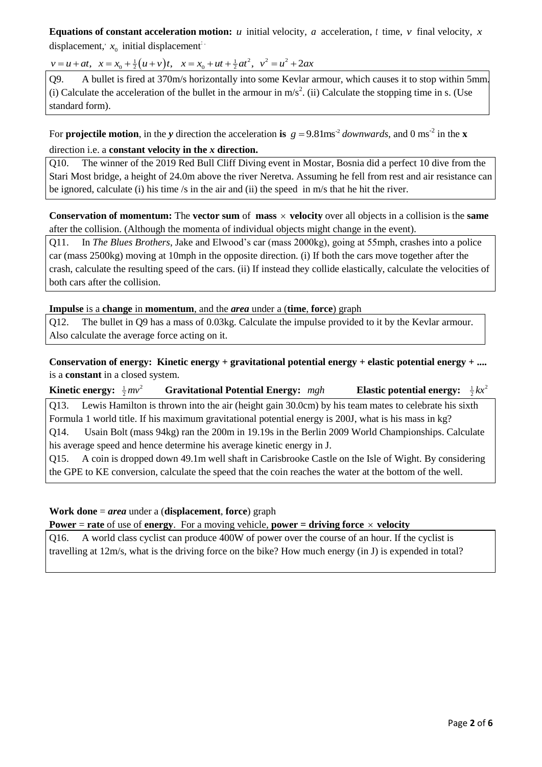**Equations of constant acceleration motion:** $u$ initial velocity, $a$ acceleration, $t$ time, $v$ final velocity, $x$ displacement, $x_0$ initial displacement

$v = u + at, \quad x = x_0 + \frac{1}{2}(u+v)t, \quad x = x_0 + ut + \frac{1}{2}at^2, \quad v^2 = u^2 + 2ax$

Q9. A bullet is fired at 370m/s horizontally into some Kevlar armour, which causes it to stop within 5mm. (i) Calculate the acceleration of the bullet in the armour in m/s$^2$. (ii) Calculate the stopping time in s. (Use standard form).

For **projectile motion**, in the ***y*** direction the acceleration **is** $g = 9.81\text{ms}^{-2}$ *downwards*, and 0 ms$^{-2}$ in the **x** direction i.e. a **constant velocity in the *x* direction.**

Q10. The winner of the 2019 Red Bull Cliff Diving event in Mostar, Bosnia did a perfect 10 dive from the Stari Most bridge, a height of 24.0m above the river Neretva. Assuming he fell from rest and air resistance can be ignored, calculate (i) his time /s in the air and (ii) the speed in m/s that he hit the river.

**Conservation of momentum:** The **vector sum** of **mass** $\times$ **velocity** over all objects in a collision is the **same** after the collision. (Although the momenta of individual objects might change in the event).

Q11. In *The Blues Brothers*, Jake and Elwood's car (mass 2000kg), going at 55mph, crashes into a police car (mass 2500kg) moving at 10mph in the opposite direction. (i) If both the cars move together after the crash, calculate the resulting speed of the cars. (ii) If instead they collide elastically, calculate the velocities of both cars after the collision.

**Impulse** is a **change** in **momentum**, and the ***area*** under a (**time**, **force**) graph

Q12. The bullet in Q9 has a mass of 0.03kg. Calculate the impulse provided to it by the Kevlar armour. Also calculate the average force acting on it.

**Conservation of energy: Kinetic energy + gravitational potential energy + elastic potential energy + ....** is a **constant** in a closed system.

**Kinetic energy:** $\frac{1}{2}mv^2$ **Gravitational Potential Energy:** $mgh$ **Elastic potential energy:** $\frac{1}{2}kx^2$

Q13. Lewis Hamilton is thrown into the air (height gain 30.0cm) by his team mates to celebrate his sixth Formula 1 world title. If his maximum gravitational potential energy is 200J, what is his mass in kg?

Q14. Usain Bolt (mass 94kg) ran the 200m in 19.19s in the Berlin 2009 World Championships. Calculate his average speed and hence determine his average kinetic energy in J.

Q15. A coin is dropped down 49.1m well shaft in Carisbrooke Castle on the Isle of Wight. By considering the GPE to KE conversion, calculate the speed that the coin reaches the water at the bottom of the well.

**Work done** = ***area*** under a (**displacement**, **force**) graph

**Power** = **rate** of use of **energy**. For a moving vehicle, **power = driving force** $\times$ **velocity**

Q16. A world class cyclist can produce 400W of power over the course of an hour. If the cyclist is travelling at 12m/s, what is the driving force on the bike? How much energy (in J) is expended in total?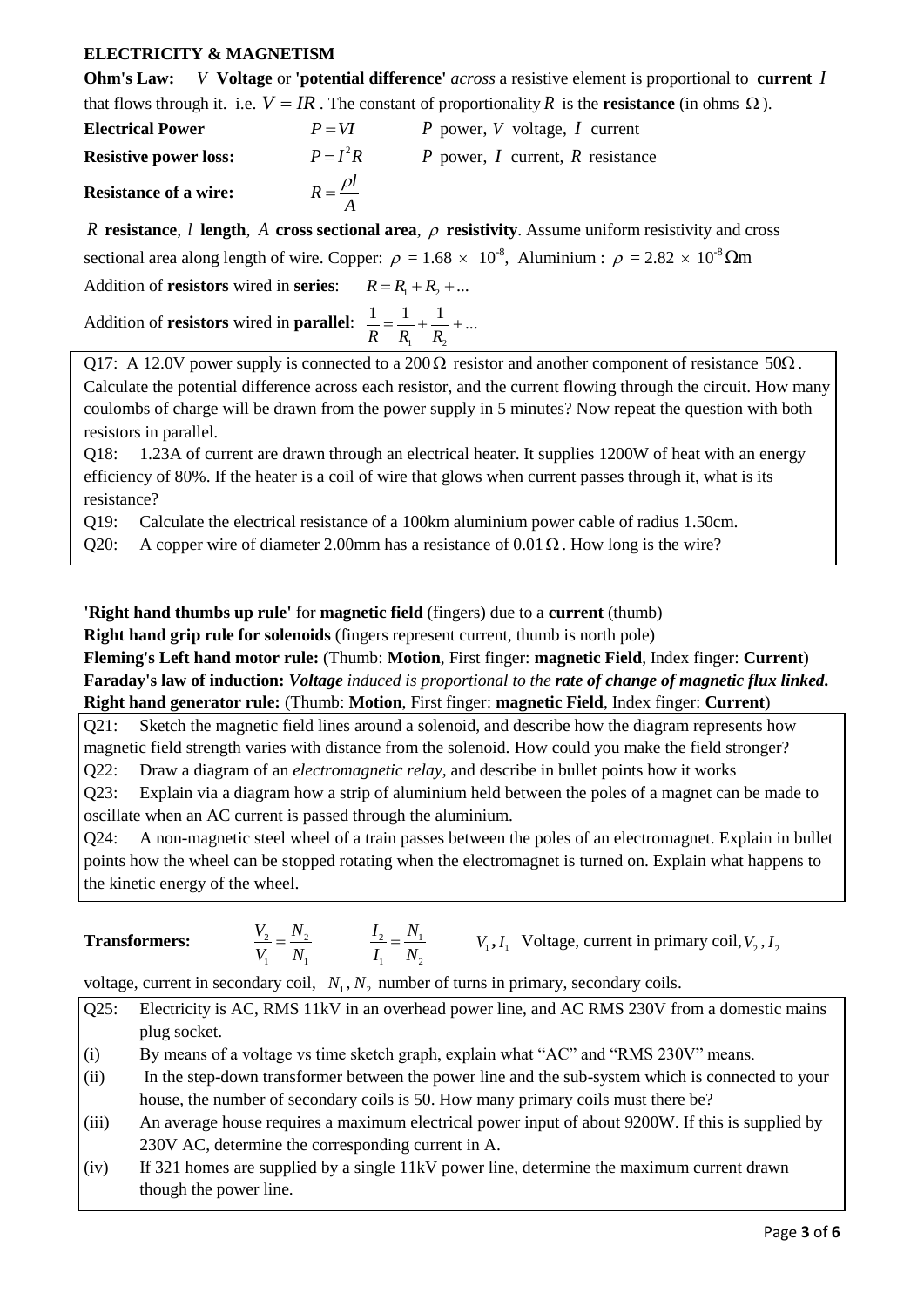## ELECTRICITY & MAGNETISM

**Ohm's Law:** $V$ **Voltage** or **'potential difference'** *across* a resistive element is proportional to **current** $I$ that flows through it. i.e. $V = IR$. The constant of proportionality $R$ is the **resistance** (in ohms $\Omega$).

**Electrical Power** $P = VI$ $P$ power, $V$ voltage, $I$ current

**Resistive power loss:** $P = I^2 R$ $P$ power, $I$ current, $R$ resistance

**Resistance of a wire:** $R = \dfrac{\rho l}{A}$

$R$ **resistance**, $l$ **length**, $A$ **cross sectional area**, $\rho$ **resistivity**. Assume uniform resistivity and cross sectional area along length of wire. Copper: $\rho$ = 1.68 $\times$ 10$^{-8}$, Aluminium : $\rho$ = 2.82 $\times$ 10$^{-8}$ $\Omega$m

Addition of **resistors** wired in **series**: $R = R_1 + R_2 + ...$

Addition of **resistors** wired in **parallel**: $\dfrac{1}{R} = \dfrac{1}{R_1} + \dfrac{1}{R_2} + ...$

Q17: A 12.0V power supply is connected to a 200 $\Omega$ resistor and another component of resistance 50$\Omega$. Calculate the potential difference across each resistor, and the current flowing through the circuit. How many coulombs of charge will be drawn from the power supply in 5 minutes? Now repeat the question with both resistors in parallel.

Q18: 1.23A of current are drawn through an electrical heater. It supplies 1200W of heat with an energy efficiency of 80%. If the heater is a coil of wire that glows when current passes through it, what is its resistance?

Q19: Calculate the electrical resistance of a 100km aluminium power cable of radius 1.50cm.

Q20: A copper wire of diameter 2.00mm has a resistance of 0.01 $\Omega$. How long is the wire?

**'Right hand thumbs up rule'** for **magnetic field** (fingers) due to a **current** (thumb)

**Right hand grip rule for solenoids** (fingers represent current, thumb is north pole)

**Fleming's Left hand motor rule:** (Thumb: **Motion**, First finger: **magnetic Field**, Index finger: **Current**)

**Faraday's law of induction:** ***Voltage*** *induced is proportional to the* ***rate of change of magnetic flux linked.***

**Right hand generator rule:** (Thumb: **Motion**, First finger: **magnetic Field**, Index finger: **Current**)

Q21: Sketch the magnetic field lines around a solenoid, and describe how the diagram represents how magnetic field strength varies with distance from the solenoid. How could you make the field stronger?

Q22: Draw a diagram of an *electromagnetic relay,* and describe in bullet points how it works

Q23: Explain via a diagram how a strip of aluminium held between the poles of a magnet can be made to oscillate when an AC current is passed through the aluminium.

Q24: A non-magnetic steel wheel of a train passes between the poles of an electromagnet. Explain in bullet points how the wheel can be stopped rotating when the electromagnet is turned on. Explain what happens to the kinetic energy of the wheel.

**Transformers:** $\dfrac{V_2}{V_1} = \dfrac{N_2}{N_1}$ $\dfrac{I_2}{I_1} = \dfrac{N_1}{N_2}$ $V_1, I_1$ Voltage, current in primary coil, $V_2, I_2$ voltage, current in secondary coil, $N_1, N_2$ number of turns in primary, secondary coils.

Q25: Electricity is AC, RMS 11kV in an overhead power line, and AC RMS 230V from a domestic mains plug socket.

(i) By means of a voltage vs time sketch graph, explain what "AC" and "RMS 230V" means.

(ii) In the step-down transformer between the power line and the sub-system which is connected to your house, the number of secondary coils is 50. How many primary coils must there be?

(iii) An average house requires a maximum electrical power input of about 9200W. If this is supplied by 230V AC, determine the corresponding current in A.

(iv) If 321 homes are supplied by a single 11kV power line, determine the maximum current drawn though the power line.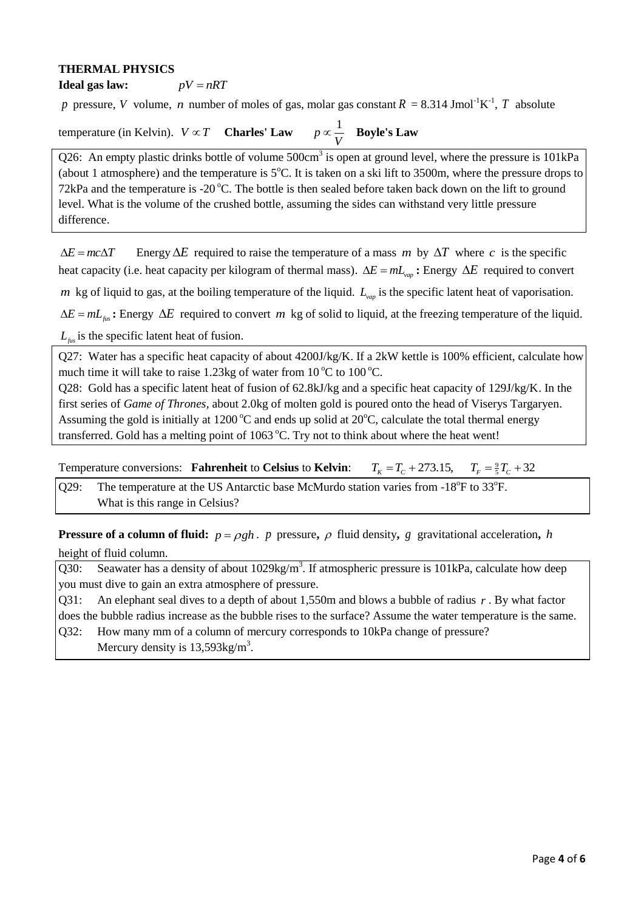## THERMAL PHYSICS

**Ideal gas law:** $pV = nRT$

$p$ pressure, $V$ volume, $n$ number of moles of gas, molar gas constant $R$ = 8.314 Jmol$^{-1}$K$^{-1}$, $T$ absolute temperature (in Kelvin). $V \propto T$ **Charles' Law** $p \propto \frac{1}{V}$ **Boyle's Law**

Q26: An empty plastic drinks bottle of volume 500cm$^3$ is open at ground level, where the pressure is 101kPa (about 1 atmosphere) and the temperature is 5$^{o}$C. It is taken on a ski lift to 3500m, where the pressure drops to 72kPa and the temperature is -20 $^{o}$C. The bottle is then sealed before taken back down on the lift to ground level. What is the volume of the crushed bottle, assuming the sides can withstand very little pressure difference.

$\Delta E = mc\Delta T$ Energy $\Delta E$ required to raise the temperature of a mass $m$ by $\Delta T$ where $c$ is the specific heat capacity (i.e. heat capacity per kilogram of thermal mass). $\Delta E = mL_{vap}$ **:** Energy $\Delta E$ required to convert $m$ kg of liquid to gas, at the boiling temperature of the liquid. $L_{vap}$ is the specific latent heat of vaporisation.

$\Delta E = mL_{fus}$ **:** Energy $\Delta E$ required to convert $m$ kg of solid to liquid, at the freezing temperature of the liquid. $L_{fus}$ is the specific latent heat of fusion.

Q27: Water has a specific heat capacity of about 4200J/kg/K. If a 2kW kettle is 100% efficient, calculate how much time it will take to raise 1.23kg of water from 10 $^{o}$C to 100 $^{o}$C.

Q28: Gold has a specific latent heat of fusion of 62.8kJ/kg and a specific heat capacity of 129J/kg/K. In the first series of *Game of Thrones*, about 2.0kg of molten gold is poured onto the head of Viserys Targaryen. Assuming the gold is initially at 1200 $^{o}$C and ends up solid at 20$^{o}$C, calculate the total thermal energy transferred. Gold has a melting point of 1063 $^{o}$C. Try not to think about where the heat went!

Temperature conversions: **Fahrenheit** to **Celsius** to **Kelvin**: $T_K = T_C + 273.15$, $T_F = \frac{9}{5}T_C + 32$

Q29: The temperature at the US Antarctic base McMurdo station varies from -18$^{o}$F to 33$^{o}$F. What is this range in Celsius?

**Pressure of a column of fluid:** $p = \rho g h$. $p$ pressure**,** $\rho$ fluid density**,** $g$ gravitational acceleration**,** $h$ height of fluid column.

Q30: Seawater has a density of about 1029kg/m$^3$. If atmospheric pressure is 101kPa, calculate how deep you must dive to gain an extra atmosphere of pressure.

Q31: An elephant seal dives to a depth of about 1,550m and blows a bubble of radius $r$. By what factor does the bubble radius increase as the bubble rises to the surface? Assume the water temperature is the same.

Q32: How many mm of a column of mercury corresponds to 10kPa change of pressure? Mercury density is 13,593kg/m$^3$.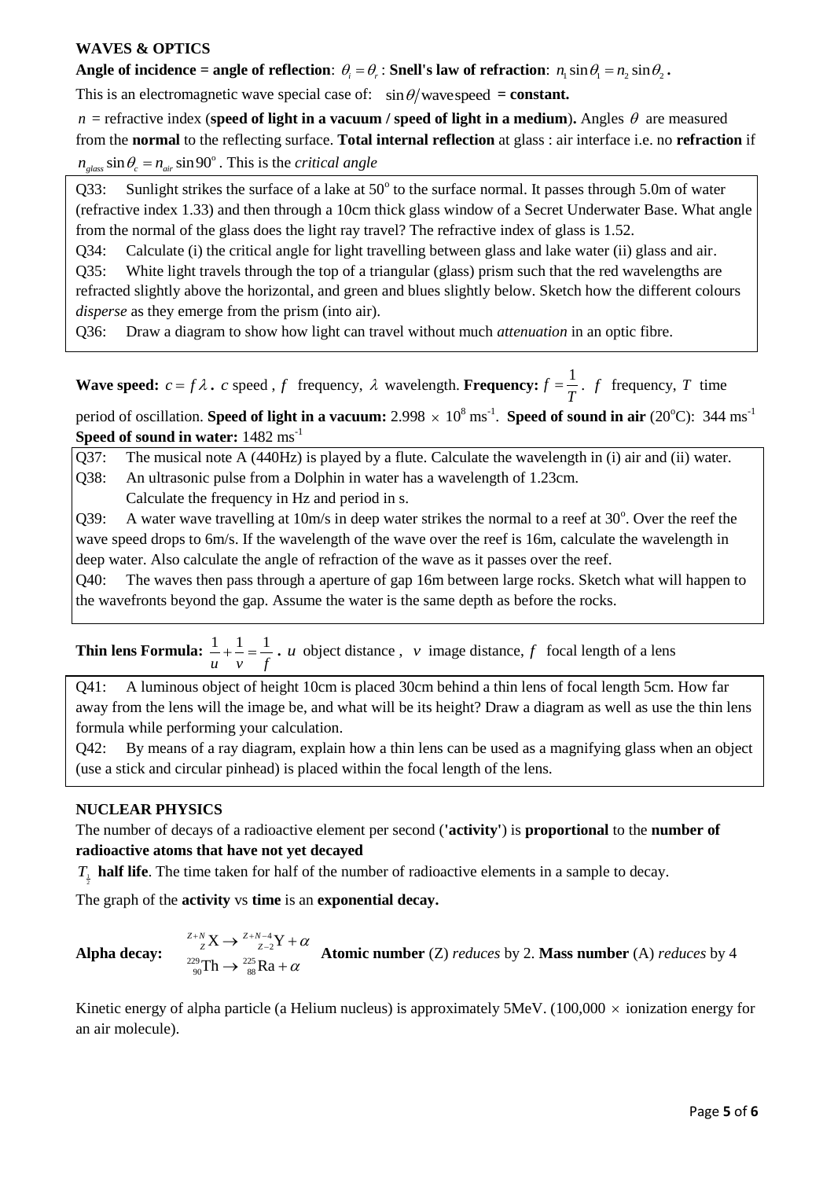**WAVES & OPTICS**

**Angle of incidence = angle of reflection**: $\theta_i = \theta_r$ : **Snell's law of refraction**: $n_1 \sin\theta_1 = n_2 \sin\theta_2$ **.**

This is an electromagnetic wave special case of: $\sin\theta/\text{wavespeed}$ **= constant.**

$n$ = refractive index (**speed of light in a vacuum / speed of light in a medium**)**.** Angles $\theta$ are measured from the **normal** to the reflecting surface. **Total internal reflection** at glass : air interface i.e. no **refraction** if $n_{glass} \sin\theta_c = n_{air} \sin 90^o$. This is the *critical angle*

Q33: Sunlight strikes the surface of a lake at 50$^o$ to the surface normal. It passes through 5.0m of water (refractive index 1.33) and then through a 10cm thick glass window of a Secret Underwater Base. What angle from the normal of the glass does the light ray travel? The refractive index of glass is 1.52.

Q34: Calculate (i) the critical angle for light travelling between glass and lake water (ii) glass and air.

Q35: White light travels through the top of a triangular (glass) prism such that the red wavelengths are refracted slightly above the horizontal, and green and blues slightly below. Sketch how the different colours *disperse* as they emerge from the prism (into air).

Q36: Draw a diagram to show how light can travel without much *attenuation* in an optic fibre.

**Wave speed:** $c = f\lambda$ **.** $c$ speed , $f$ frequency, $\lambda$ wavelength. **Frequency:** $f = \frac{1}{T}$. $f$ frequency, $T$ time period of oscillation. **Speed of light in a vacuum:** $2.998 \times 10^8$ ms$^{-1}$. **Speed of sound in air** (20$^o$C): 344 ms$^{-1}$ **Speed of sound in water:** 1482 ms$^{-1}$

Q37: The musical note A (440Hz) is played by a flute. Calculate the wavelength in (i) air and (ii) water.

Q38: An ultrasonic pulse from a Dolphin in water has a wavelength of 1.23cm. Calculate the frequency in Hz and period in s.

Q39: A water wave travelling at 10m/s in deep water strikes the normal to a reef at 30$^o$. Over the reef the wave speed drops to 6m/s. If the wavelength of the wave over the reef is 16m, calculate the wavelength in deep water. Also calculate the angle of refraction of the wave as it passes over the reef.

Q40: The waves then pass through a aperture of gap 16m between large rocks. Sketch what will happen to the wavefronts beyond the gap. Assume the water is the same depth as before the rocks.

**Thin lens Formula:** $\frac{1}{u} + \frac{1}{v} = \frac{1}{f}$ **.** $u$ object distance , $v$ image distance, $f$ focal length of a lens

Q41: A luminous object of height 10cm is placed 30cm behind a thin lens of focal length 5cm. How far away from the lens will the image be, and what will be its height? Draw a diagram as well as use the thin lens formula while performing your calculation.

Q42: By means of a ray diagram, explain how a thin lens can be used as a magnifying glass when an object (use a stick and circular pinhead) is placed within the focal length of the lens.

**NUCLEAR PHYSICS**

The number of decays of a radioactive element per second (**'activity'**) is **proportional** to the **number of radioactive atoms that have not yet decayed**

$T_{\frac{1}{2}}$ **half life**. The time taken for half of the number of radioactive elements in a sample to decay.

The graph of the **activity** vs **time** is an **exponential decay.**

**Alpha decay:** $^{Z+N}_{Z}\text{X} \rightarrow {}^{Z+N-4}_{Z-2}\text{Y} + \alpha$ , $^{229}_{90}\text{Th} \rightarrow {}^{225}_{88}\text{Ra} + \alpha$ **Atomic number** (Z) *reduces* by 2. **Mass number** (A) *reduces* by 4

Kinetic energy of alpha particle (a Helium nucleus) is approximately 5MeV. (100,000 $\times$ ionization energy for an air molecule).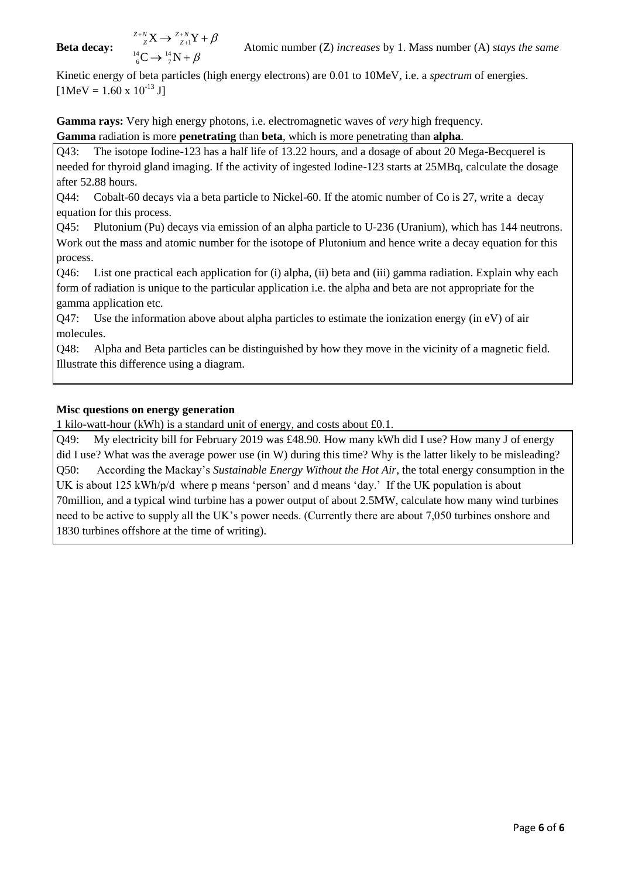**Beta decay:**

$$ {}^{Z+N}_{Z}\text{X} \rightarrow {}^{Z+N}_{Z+1}\text{Y} + \beta $$
$$ {}^{14}_{6}\text{C} \rightarrow {}^{14}_{7}\text{N} + \beta $$

Atomic number (Z) *increases* by 1. Mass number (A) *stays the same*

Kinetic energy of beta particles (high energy electrons) are 0.01 to 10MeV, i.e. a *spectrum* of energies. [1MeV = 1.60 x $10^{-13}$ J]

**Gamma rays:** Very high energy photons, i.e. electromagnetic waves of *very* high frequency.
**Gamma** radiation is more **penetrating** than **beta**, which is more penetrating than **alpha**.

Q43: The isotope Iodine-123 has a half life of 13.22 hours, and a dosage of about 20 Mega-Becquerel is needed for thyroid gland imaging. If the activity of ingested Iodine-123 starts at 25MBq, calculate the dosage after 52.88 hours.

Q44: Cobalt-60 decays via a beta particle to Nickel-60. If the atomic number of Co is 27, write a decay equation for this process.

Q45: Plutonium (Pu) decays via emission of an alpha particle to U-236 (Uranium), which has 144 neutrons. Work out the mass and atomic number for the isotope of Plutonium and hence write a decay equation for this process.

Q46: List one practical each application for (i) alpha, (ii) beta and (iii) gamma radiation. Explain why each form of radiation is unique to the particular application i.e. the alpha and beta are not appropriate for the gamma application etc.

Q47: Use the information above about alpha particles to estimate the ionization energy (in eV) of air molecules.

Q48: Alpha and Beta particles can be distinguished by how they move in the vicinity of a magnetic field. Illustrate this difference using a diagram.

**Misc questions on energy generation**

1 kilo-watt-hour (kWh) is a standard unit of energy, and costs about £0.1.

Q49: My electricity bill for February 2019 was £48.90. How many kWh did I use? How many J of energy did I use? What was the average power use (in W) during this time? Why is the latter likely to be misleading?

Q50: According the Mackay's *Sustainable Energy Without the Hot Air*, the total energy consumption in the UK is about 125 kWh/p/d where p means 'person' and d means 'day.' If the UK population is about 70million, and a typical wind turbine has a power output of about 2.5MW, calculate how many wind turbines need to be active to supply all the UK's power needs. (Currently there are about 7,050 turbines onshore and 1830 turbines offshore at the time of writing).